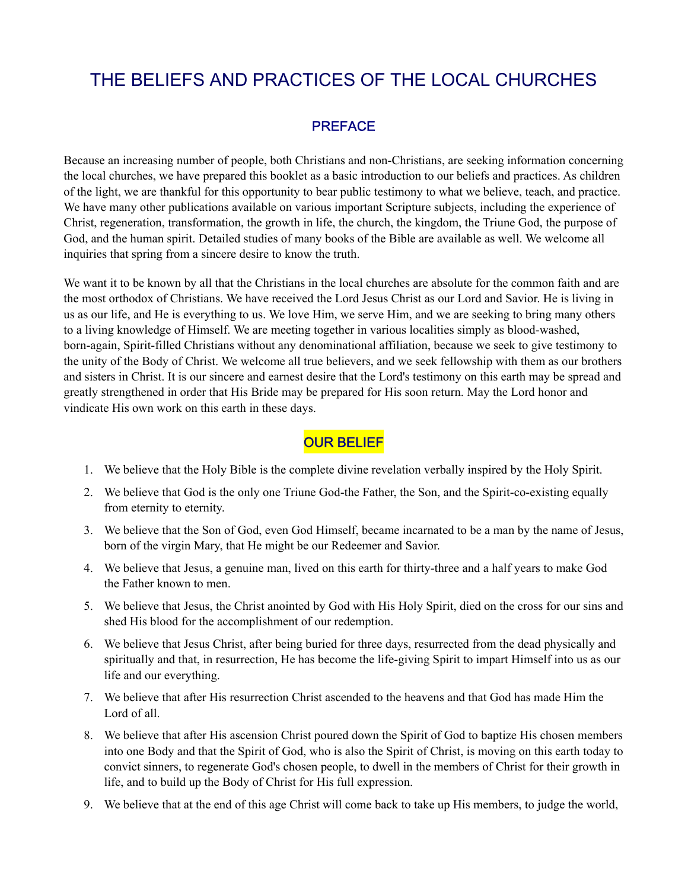# THE BELIEFS AND PRACTICES OF THE LOCAL CHURCHES

## PREFACE

Because an increasing number of people, both Christians and non-Christians, are seeking information concerning the local churches, we have prepared this booklet as a basic introduction to our beliefs and practices. As children of the light, we are thankful for this opportunity to bear public testimony to what we believe, teach, and practice. We have many other publications available on various important Scripture subjects, including the experience of Christ, regeneration, transformation, the growth in life, the church, the kingdom, the Triune God, the purpose of God, and the human spirit. Detailed studies of many books of the Bible are available as well. We welcome all inquiries that spring from a sincere desire to know the truth.

We want it to be known by all that the Christians in the local churches are absolute for the common faith and are the most orthodox of Christians. We have received the Lord Jesus Christ as our Lord and Savior. He is living in us as our life, and He is everything to us. We love Him, we serve Him, and we are seeking to bring many others to a living knowledge of Himself. We are meeting together in various localities simply as blood-washed, born-again, Spirit-filled Christians without any denominational affiliation, because we seek to give testimony to the unity of the Body of Christ. We welcome all true believers, and we seek fellowship with them as our brothers and sisters in Christ. It is our sincere and earnest desire that the Lord's testimony on this earth may be spread and greatly strengthened in order that His Bride may be prepared for His soon return. May the Lord honor and vindicate His own work on this earth in these days.

## OUR BELIEF

1. We believe that the Holy Bible is the complete divine revelation verbally inspired by the Holy Spirit.
2. We believe that God is the only one Triune God-the Father, the Son, and the Spirit-co-existing equally from eternity to eternity.
3. We believe that the Son of God, even God Himself, became incarnated to be a man by the name of Jesus, born of the virgin Mary, that He might be our Redeemer and Savior.
4. We believe that Jesus, a genuine man, lived on this earth for thirty-three and a half years to make God the Father known to men.
5. We believe that Jesus, the Christ anointed by God with His Holy Spirit, died on the cross for our sins and shed His blood for the accomplishment of our redemption.
6. We believe that Jesus Christ, after being buried for three days, resurrected from the dead physically and spiritually and that, in resurrection, He has become the life-giving Spirit to impart Himself into us as our life and our everything.
7. We believe that after His resurrection Christ ascended to the heavens and that God has made Him the Lord of all.
8. We believe that after His ascension Christ poured down the Spirit of God to baptize His chosen members into one Body and that the Spirit of God, who is also the Spirit of Christ, is moving on this earth today to convict sinners, to regenerate God's chosen people, to dwell in the members of Christ for their growth in life, and to build up the Body of Christ for His full expression.
9. We believe that at the end of this age Christ will come back to take up His members, to judge the world,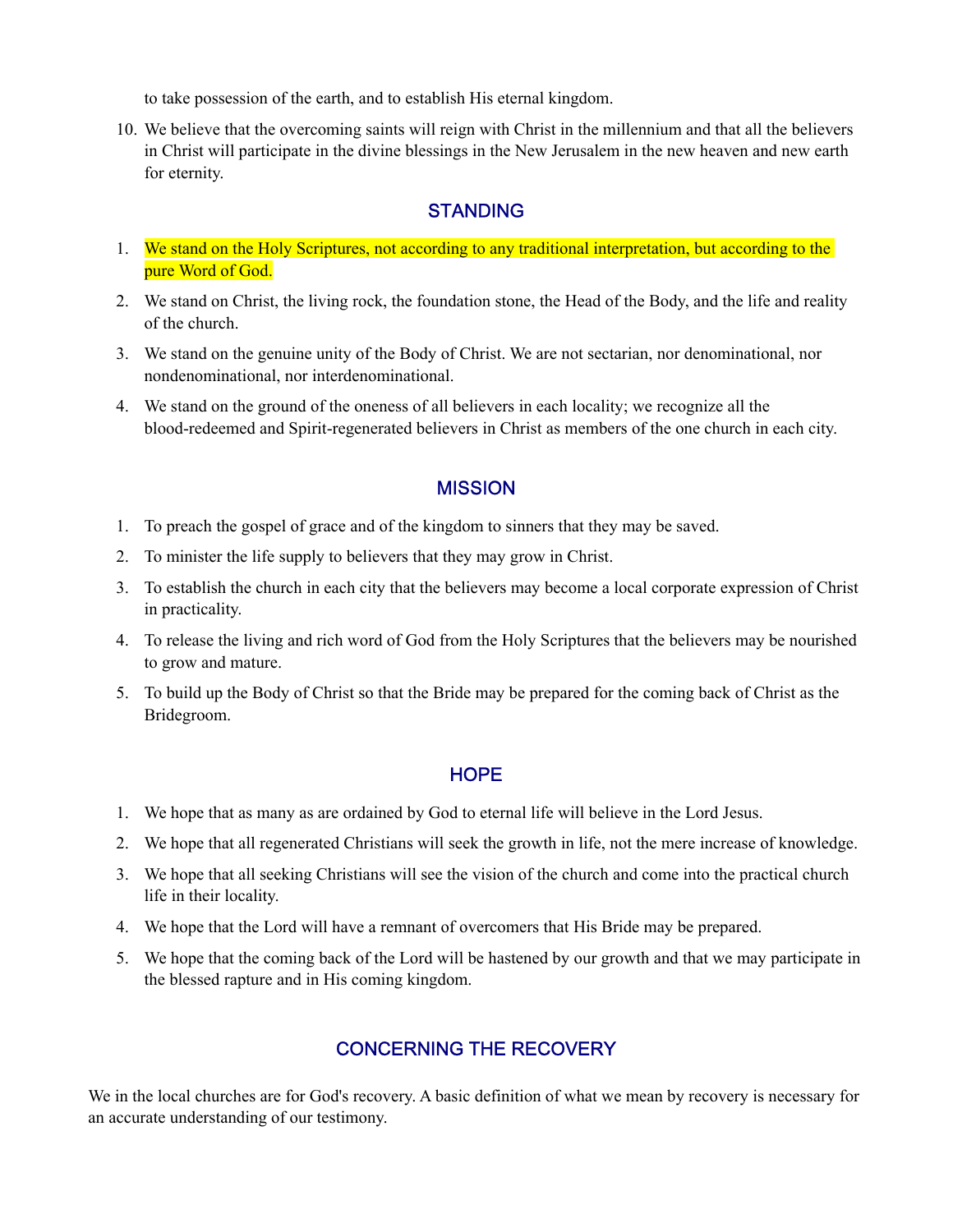to take possession of the earth, and to establish His eternal kingdom.

10. We believe that the overcoming saints will reign with Christ in the millennium and that all the believers in Christ will participate in the divine blessings in the New Jerusalem in the new heaven and new earth for eternity.

## STANDING

1. We stand on the Holy Scriptures, not according to any traditional interpretation, but according to the pure Word of God.
2. We stand on Christ, the living rock, the foundation stone, the Head of the Body, and the life and reality of the church.
3. We stand on the genuine unity of the Body of Christ. We are not sectarian, nor denominational, nor nondenominational, nor interdenominational.
4. We stand on the ground of the oneness of all believers in each locality; we recognize all the blood-redeemed and Spirit-regenerated believers in Christ as members of the one church in each city.

## MISSION

1. To preach the gospel of grace and of the kingdom to sinners that they may be saved.
2. To minister the life supply to believers that they may grow in Christ.
3. To establish the church in each city that the believers may become a local corporate expression of Christ in practicality.
4. To release the living and rich word of God from the Holy Scriptures that the believers may be nourished to grow and mature.
5. To build up the Body of Christ so that the Bride may be prepared for the coming back of Christ as the Bridegroom.

## HOPE

1. We hope that as many as are ordained by God to eternal life will believe in the Lord Jesus.
2. We hope that all regenerated Christians will seek the growth in life, not the mere increase of knowledge.
3. We hope that all seeking Christians will see the vision of the church and come into the practical church life in their locality.
4. We hope that the Lord will have a remnant of overcomers that His Bride may be prepared.
5. We hope that the coming back of the Lord will be hastened by our growth and that we may participate in the blessed rapture and in His coming kingdom.

## CONCERNING THE RECOVERY

We in the local churches are for God's recovery. A basic definition of what we mean by recovery is necessary for an accurate understanding of our testimony.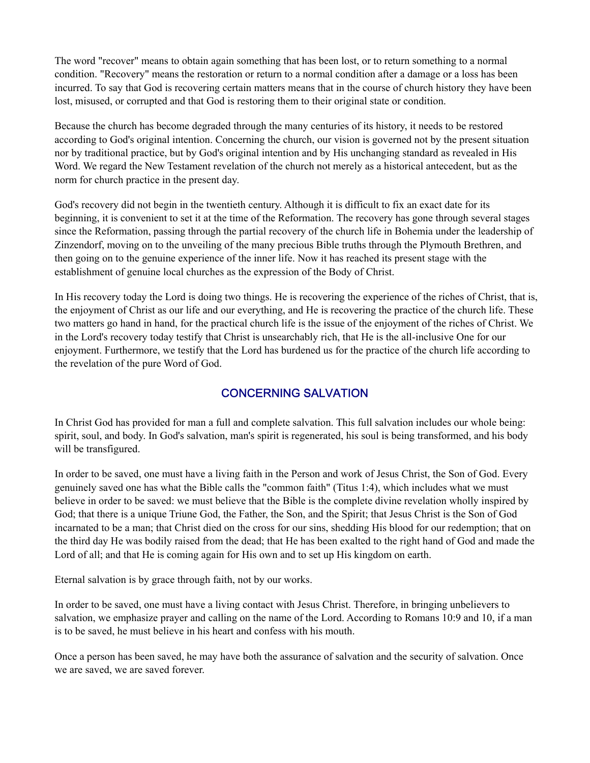The word "recover" means to obtain again something that has been lost, or to return something to a normal condition. "Recovery" means the restoration or return to a normal condition after a damage or a loss has been incurred. To say that God is recovering certain matters means that in the course of church history they have been lost, misused, or corrupted and that God is restoring them to their original state or condition.

Because the church has become degraded through the many centuries of its history, it needs to be restored according to God's original intention. Concerning the church, our vision is governed not by the present situation nor by traditional practice, but by God's original intention and by His unchanging standard as revealed in His Word. We regard the New Testament revelation of the church not merely as a historical antecedent, but as the norm for church practice in the present day.

God's recovery did not begin in the twentieth century. Although it is difficult to fix an exact date for its beginning, it is convenient to set it at the time of the Reformation. The recovery has gone through several stages since the Reformation, passing through the partial recovery of the church life in Bohemia under the leadership of Zinzendorf, moving on to the unveiling of the many precious Bible truths through the Plymouth Brethren, and then going on to the genuine experience of the inner life. Now it has reached its present stage with the establishment of genuine local churches as the expression of the Body of Christ.

In His recovery today the Lord is doing two things. He is recovering the experience of the riches of Christ, that is, the enjoyment of Christ as our life and our everything, and He is recovering the practice of the church life. These two matters go hand in hand, for the practical church life is the issue of the enjoyment of the riches of Christ. We in the Lord's recovery today testify that Christ is unsearchably rich, that He is the all-inclusive One for our enjoyment. Furthermore, we testify that the Lord has burdened us for the practice of the church life according to the revelation of the pure Word of God.

## CONCERNING SALVATION

In Christ God has provided for man a full and complete salvation. This full salvation includes our whole being: spirit, soul, and body. In God's salvation, man's spirit is regenerated, his soul is being transformed, and his body will be transfigured.

In order to be saved, one must have a living faith in the Person and work of Jesus Christ, the Son of God. Every genuinely saved one has what the Bible calls the "common faith" (Titus 1:4), which includes what we must believe in order to be saved: we must believe that the Bible is the complete divine revelation wholly inspired by God; that there is a unique Triune God, the Father, the Son, and the Spirit; that Jesus Christ is the Son of God incarnated to be a man; that Christ died on the cross for our sins, shedding His blood for our redemption; that on the third day He was bodily raised from the dead; that He has been exalted to the right hand of God and made the Lord of all; and that He is coming again for His own and to set up His kingdom on earth.

Eternal salvation is by grace through faith, not by our works.

In order to be saved, one must have a living contact with Jesus Christ. Therefore, in bringing unbelievers to salvation, we emphasize prayer and calling on the name of the Lord. According to Romans 10:9 and 10, if a man is to be saved, he must believe in his heart and confess with his mouth.

Once a person has been saved, he may have both the assurance of salvation and the security of salvation. Once we are saved, we are saved forever.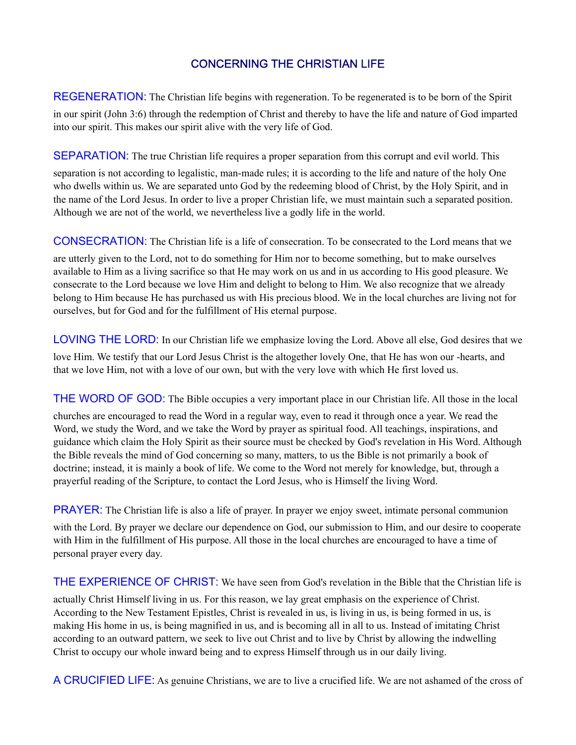## CONCERNING THE CHRISTIAN LIFE

**REGENERATION:** The Christian life begins with regeneration. To be regenerated is to be born of the Spirit in our spirit (John 3:6) through the redemption of Christ and thereby to have the life and nature of God imparted into our spirit. This makes our spirit alive with the very life of God.

**SEPARATION:** The true Christian life requires a proper separation from this corrupt and evil world. This separation is not according to legalistic, man-made rules; it is according to the life and nature of the holy One who dwells within us. We are separated unto God by the redeeming blood of Christ, by the Holy Spirit, and in the name of the Lord Jesus. In order to live a proper Christian life, we must maintain such a separated position. Although we are not of the world, we nevertheless live a godly life in the world.

**CONSECRATION:** The Christian life is a life of consecration. To be consecrated to the Lord means that we are utterly given to the Lord, not to do something for Him nor to become something, but to make ourselves available to Him as a living sacrifice so that He may work on us and in us according to His good pleasure. We consecrate to the Lord because we love Him and delight to belong to Him. We also recognize that we already belong to Him because He has purchased us with His precious blood. We in the local churches are living not for ourselves, but for God and for the fulfillment of His eternal purpose.

**LOVING THE LORD:** In our Christian life we emphasize loving the Lord. Above all else, God desires that we love Him. We testify that our Lord Jesus Christ is the altogether lovely One, that He has won our -hearts, and that we love Him, not with a love of our own, but with the very love with which He first loved us.

**THE WORD OF GOD:** The Bible occupies a very important place in our Christian life. All those in the local churches are encouraged to read the Word in a regular way, even to read it through once a year. We read the Word, we study the Word, and we take the Word by prayer as spiritual food. All teachings, inspirations, and guidance which claim the Holy Spirit as their source must be checked by God's revelation in His Word. Although the Bible reveals the mind of God concerning so many, matters, to us the Bible is not primarily a book of doctrine; instead, it is mainly a book of life. We come to the Word not merely for knowledge, but, through a prayerful reading of the Scripture, to contact the Lord Jesus, who is Himself the living Word.

**PRAYER:** The Christian life is also a life of prayer. In prayer we enjoy sweet, intimate personal communion with the Lord. By prayer we declare our dependence on God, our submission to Him, and our desire to cooperate with Him in the fulfillment of His purpose. All those in the local churches are encouraged to have a time of personal prayer every day.

**THE EXPERIENCE OF CHRIST:** We have seen from God's revelation in the Bible that the Christian life is actually Christ Himself living in us. For this reason, we lay great emphasis on the experience of Christ. According to the New Testament Epistles, Christ is revealed in us, is living in us, is being formed in us, is making His home in us, is being magnified in us, and is becoming all in all to us. Instead of imitating Christ according to an outward pattern, we seek to live out Christ and to live by Christ by allowing the indwelling Christ to occupy our whole inward being and to express Himself through us in our daily living.

**A CRUCIFIED LIFE:** As genuine Christians, we are to live a crucified life. We are not ashamed of the cross of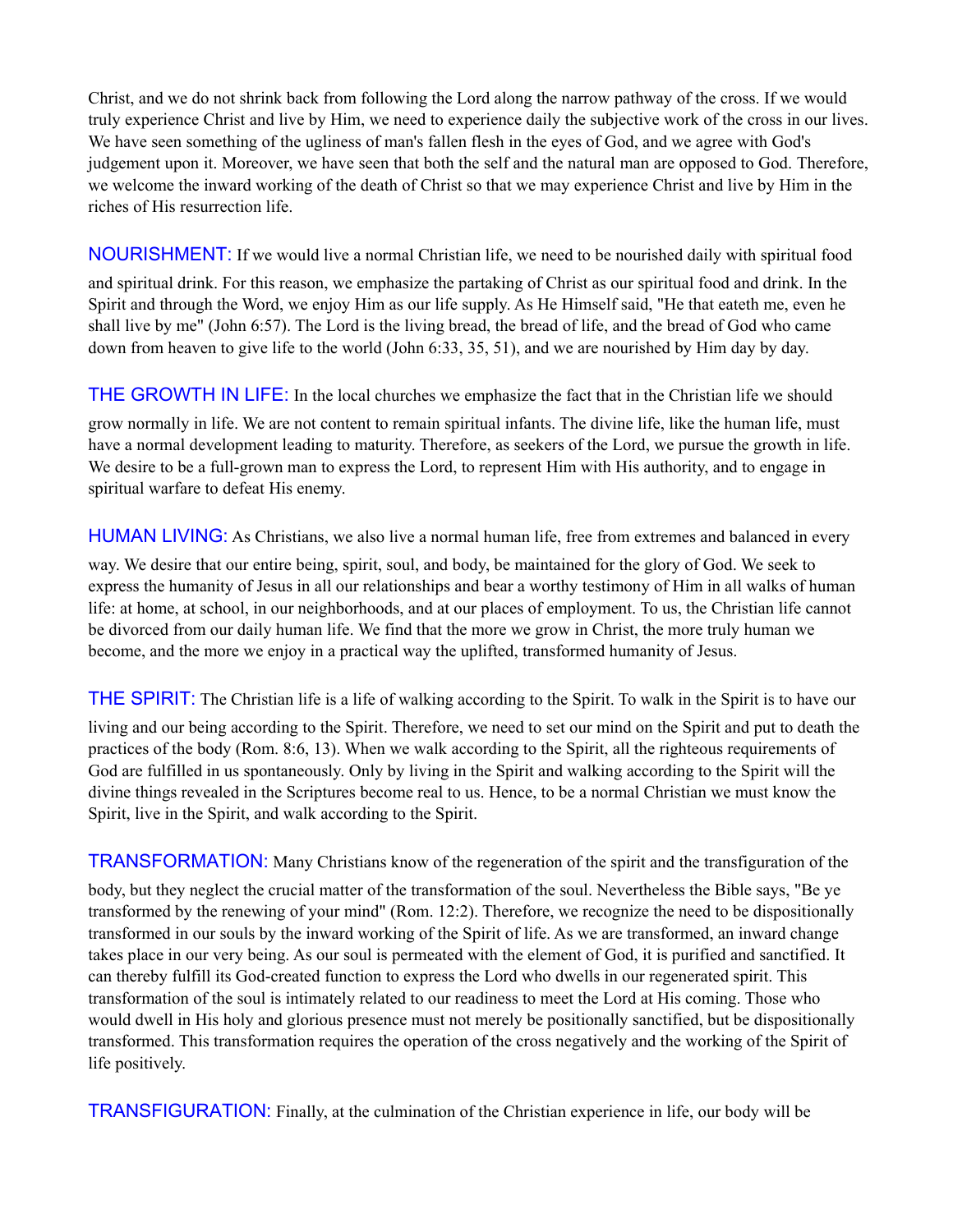Christ, and we do not shrink back from following the Lord along the narrow pathway of the cross. If we would truly experience Christ and live by Him, we need to experience daily the subjective work of the cross in our lives. We have seen something of the ugliness of man's fallen flesh in the eyes of God, and we agree with God's judgement upon it. Moreover, we have seen that both the self and the natural man are opposed to God. Therefore, we welcome the inward working of the death of Christ so that we may experience Christ and live by Him in the riches of His resurrection life.

**NOURISHMENT:** If we would live a normal Christian life, we need to be nourished daily with spiritual food and spiritual drink. For this reason, we emphasize the partaking of Christ as our spiritual food and drink. In the Spirit and through the Word, we enjoy Him as our life supply. As He Himself said, "He that eateth me, even he shall live by me" (John 6:57). The Lord is the living bread, the bread of life, and the bread of God who came down from heaven to give life to the world (John 6:33, 35, 51), and we are nourished by Him day by day.

**THE GROWTH IN LIFE:** In the local churches we emphasize the fact that in the Christian life we should grow normally in life. We are not content to remain spiritual infants. The divine life, like the human life, must have a normal development leading to maturity. Therefore, as seekers of the Lord, we pursue the growth in life. We desire to be a full-grown man to express the Lord, to represent Him with His authority, and to engage in spiritual warfare to defeat His enemy.

**HUMAN LIVING:** As Christians, we also live a normal human life, free from extremes and balanced in every way. We desire that our entire being, spirit, soul, and body, be maintained for the glory of God. We seek to express the humanity of Jesus in all our relationships and bear a worthy testimony of Him in all walks of human life: at home, at school, in our neighborhoods, and at our places of employment. To us, the Christian life cannot be divorced from our daily human life. We find that the more we grow in Christ, the more truly human we become, and the more we enjoy in a practical way the uplifted, transformed humanity of Jesus.

**THE SPIRIT:** The Christian life is a life of walking according to the Spirit. To walk in the Spirit is to have our living and our being according to the Spirit. Therefore, we need to set our mind on the Spirit and put to death the practices of the body (Rom. 8:6, 13). When we walk according to the Spirit, all the righteous requirements of God are fulfilled in us spontaneously. Only by living in the Spirit and walking according to the Spirit will the divine things revealed in the Scriptures become real to us. Hence, to be a normal Christian we must know the Spirit, live in the Spirit, and walk according to the Spirit.

**TRANSFORMATION:** Many Christians know of the regeneration of the spirit and the transfiguration of the body, but they neglect the crucial matter of the transformation of the soul. Nevertheless the Bible says, "Be ye transformed by the renewing of your mind" (Rom. 12:2). Therefore, we recognize the need to be dispositionally transformed in our souls by the inward working of the Spirit of life. As we are transformed, an inward change takes place in our very being. As our soul is permeated with the element of God, it is purified and sanctified. It can thereby fulfill its God-created function to express the Lord who dwells in our regenerated spirit. This transformation of the soul is intimately related to our readiness to meet the Lord at His coming. Those who would dwell in His holy and glorious presence must not merely be positionally sanctified, but be dispositionally transformed. This transformation requires the operation of the cross negatively and the working of the Spirit of life positively.

**TRANSFIGURATION:** Finally, at the culmination of the Christian experience in life, our body will be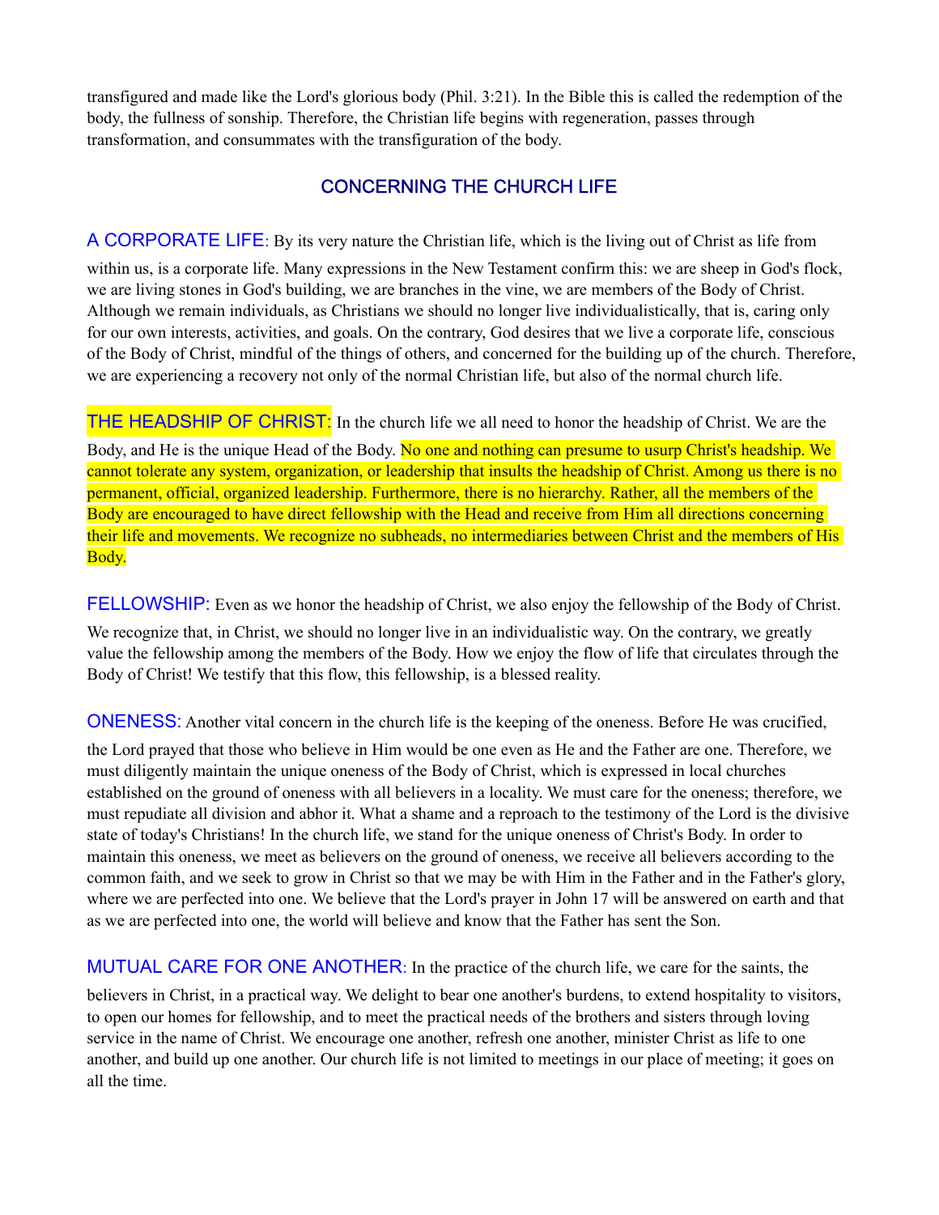transfigured and made like the Lord's glorious body (Phil. 3:21). In the Bible this is called the redemption of the body, the fullness of sonship. Therefore, the Christian life begins with regeneration, passes through transformation, and consummates with the transfiguration of the body.

## CONCERNING THE CHURCH LIFE

**A CORPORATE LIFE**: By its very nature the Christian life, which is the living out of Christ as life from within us, is a corporate life. Many expressions in the New Testament confirm this: we are sheep in God's flock, we are living stones in God's building, we are branches in the vine, we are members of the Body of Christ. Although we remain individuals, as Christians we should no longer live individualistically, that is, caring only for our own interests, activities, and goals. On the contrary, God desires that we live a corporate life, conscious of the Body of Christ, mindful of the things of others, and concerned for the building up of the church. Therefore, we are experiencing a recovery not only of the normal Christian life, but also of the normal church life.

**THE HEADSHIP OF CHRIST:** In the church life we all need to honor the headship of Christ. We are the Body, and He is the unique Head of the Body. No one and nothing can presume to usurp Christ's headship. We cannot tolerate any system, organization, or leadership that insults the headship of Christ. Among us there is no permanent, official, organized leadership. Furthermore, there is no hierarchy. Rather, all the members of the Body are encouraged to have direct fellowship with the Head and receive from Him all directions concerning their life and movements. We recognize no subheads, no intermediaries between Christ and the members of His Body.

**FELLOWSHIP:** Even as we honor the headship of Christ, we also enjoy the fellowship of the Body of Christ. We recognize that, in Christ, we should no longer live in an individualistic way. On the contrary, we greatly value the fellowship among the members of the Body. How we enjoy the flow of life that circulates through the Body of Christ! We testify that this flow, this fellowship, is a blessed reality.

**ONENESS:** Another vital concern in the church life is the keeping of the oneness. Before He was crucified, the Lord prayed that those who believe in Him would be one even as He and the Father are one. Therefore, we must diligently maintain the unique oneness of the Body of Christ, which is expressed in local churches established on the ground of oneness with all believers in a locality. We must care for the oneness; therefore, we must repudiate all division and abhor it. What a shame and a reproach to the testimony of the Lord is the divisive state of today's Christians! In the church life, we stand for the unique oneness of Christ's Body. In order to maintain this oneness, we meet as believers on the ground of oneness, we receive all believers according to the common faith, and we seek to grow in Christ so that we may be with Him in the Father and in the Father's glory, where we are perfected into one. We believe that the Lord's prayer in John 17 will be answered on earth and that as we are perfected into one, the world will believe and know that the Father has sent the Son.

**MUTUAL CARE FOR ONE ANOTHER**: In the practice of the church life, we care for the saints, the believers in Christ, in a practical way. We delight to bear one another's burdens, to extend hospitality to visitors, to open our homes for fellowship, and to meet the practical needs of the brothers and sisters through loving service in the name of Christ. We encourage one another, refresh one another, minister Christ as life to one another, and build up one another. Our church life is not limited to meetings in our place of meeting; it goes on all the time.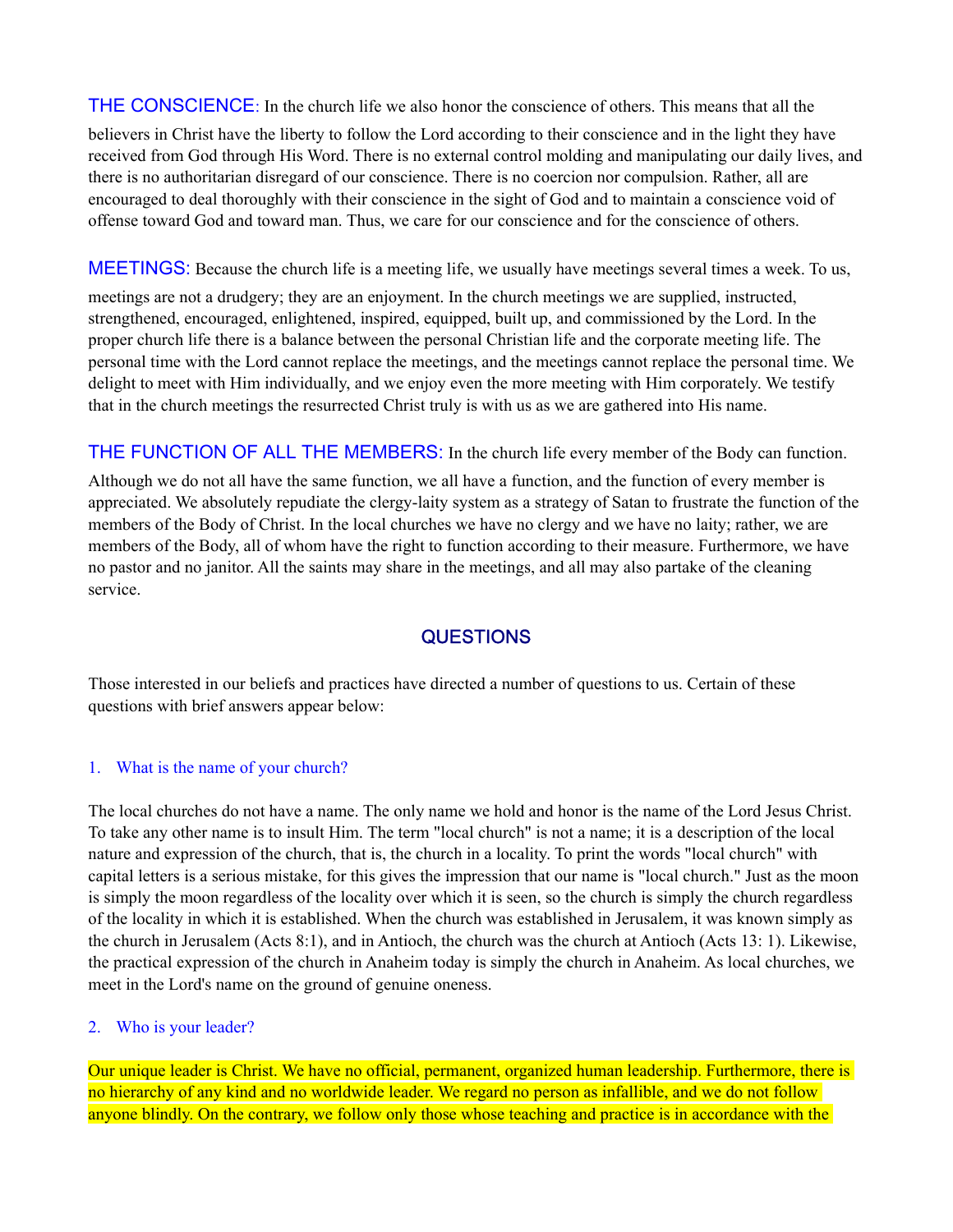**THE CONSCIENCE:** In the church life we also honor the conscience of others. This means that all the believers in Christ have the liberty to follow the Lord according to their conscience and in the light they have received from God through His Word. There is no external control molding and manipulating our daily lives, and there is no authoritarian disregard of our conscience. There is no coercion nor compulsion. Rather, all are encouraged to deal thoroughly with their conscience in the sight of God and to maintain a conscience void of offense toward God and toward man. Thus, we care for our conscience and for the conscience of others.

**MEETINGS:** Because the church life is a meeting life, we usually have meetings several times a week. To us, meetings are not a drudgery; they are an enjoyment. In the church meetings we are supplied, instructed, strengthened, encouraged, enlightened, inspired, equipped, built up, and commissioned by the Lord. In the proper church life there is a balance between the personal Christian life and the corporate meeting life. The personal time with the Lord cannot replace the meetings, and the meetings cannot replace the personal time. We delight to meet with Him individually, and we enjoy even the more meeting with Him corporately. We testify that in the church meetings the resurrected Christ truly is with us as we are gathered into His name.

**THE FUNCTION OF ALL THE MEMBERS:** In the church life every member of the Body can function. Although we do not all have the same function, we all have a function, and the function of every member is appreciated. We absolutely repudiate the clergy-laity system as a strategy of Satan to frustrate the function of the members of the Body of Christ. In the local churches we have no clergy and we have no laity; rather, we are members of the Body, all of whom have the right to function according to their measure. Furthermore, we have no pastor and no janitor. All the saints may share in the meetings, and all may also partake of the cleaning service.

## QUESTIONS

Those interested in our beliefs and practices have directed a number of questions to us. Certain of these questions with brief answers appear below:

1. What is the name of your church?

The local churches do not have a name. The only name we hold and honor is the name of the Lord Jesus Christ. To take any other name is to insult Him. The term "local church" is not a name; it is a description of the local nature and expression of the church, that is, the church in a locality. To print the words "local church" with capital letters is a serious mistake, for this gives the impression that our name is "local church." Just as the moon is simply the moon regardless of the locality over which it is seen, so the church is simply the church regardless of the locality in which it is established. When the church was established in Jerusalem, it was known simply as the church in Jerusalem (Acts 8:1), and in Antioch, the church was the church at Antioch (Acts 13: 1). Likewise, the practical expression of the church in Anaheim today is simply the church in Anaheim. As local churches, we meet in the Lord's name on the ground of genuine oneness.

2. Who is your leader?

Our unique leader is Christ. We have no official, permanent, organized human leadership. Furthermore, there is no hierarchy of any kind and no worldwide leader. We regard no person as infallible, and we do not follow anyone blindly. On the contrary, we follow only those whose teaching and practice is in accordance with the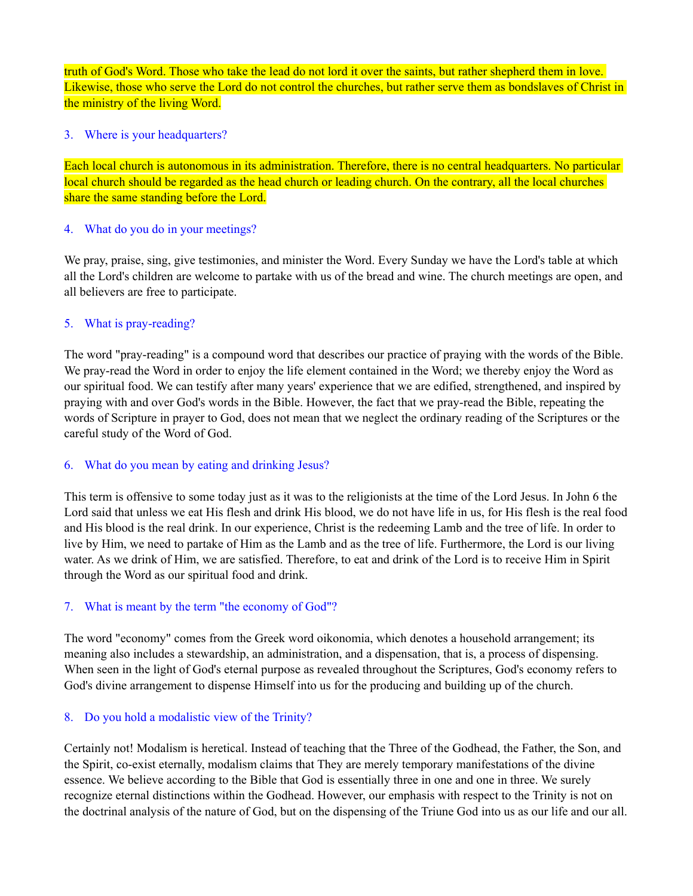truth of God's Word. Those who take the lead do not lord it over the saints, but rather shepherd them in love. Likewise, those who serve the Lord do not control the churches, but rather serve them as bondslaves of Christ in the ministry of the living Word.

3. Where is your headquarters?

Each local church is autonomous in its administration. Therefore, there is no central headquarters. No particular local church should be regarded as the head church or leading church. On the contrary, all the local churches share the same standing before the Lord.

4. What do you do in your meetings?

We pray, praise, sing, give testimonies, and minister the Word. Every Sunday we have the Lord's table at which all the Lord's children are welcome to partake with us of the bread and wine. The church meetings are open, and all believers are free to participate.

5. What is pray-reading?

The word "pray-reading" is a compound word that describes our practice of praying with the words of the Bible. We pray-read the Word in order to enjoy the life element contained in the Word; we thereby enjoy the Word as our spiritual food. We can testify after many years' experience that we are edified, strengthened, and inspired by praying with and over God's words in the Bible. However, the fact that we pray-read the Bible, repeating the words of Scripture in prayer to God, does not mean that we neglect the ordinary reading of the Scriptures or the careful study of the Word of God.

6. What do you mean by eating and drinking Jesus?

This term is offensive to some today just as it was to the religionists at the time of the Lord Jesus. In John 6 the Lord said that unless we eat His flesh and drink His blood, we do not have life in us, for His flesh is the real food and His blood is the real drink. In our experience, Christ is the redeeming Lamb and the tree of life. In order to live by Him, we need to partake of Him as the Lamb and as the tree of life. Furthermore, the Lord is our living water. As we drink of Him, we are satisfied. Therefore, to eat and drink of the Lord is to receive Him in Spirit through the Word as our spiritual food and drink.

7. What is meant by the term "the economy of God"?

The word "economy" comes from the Greek word oikonomia, which denotes a household arrangement; its meaning also includes a stewardship, an administration, and a dispensation, that is, a process of dispensing. When seen in the light of God's eternal purpose as revealed throughout the Scriptures, God's economy refers to God's divine arrangement to dispense Himself into us for the producing and building up of the church.

8. Do you hold a modalistic view of the Trinity?

Certainly not! Modalism is heretical. Instead of teaching that the Three of the Godhead, the Father, the Son, and the Spirit, co-exist eternally, modalism claims that They are merely temporary manifestations of the divine essence. We believe according to the Bible that God is essentially three in one and one in three. We surely recognize eternal distinctions within the Godhead. However, our emphasis with respect to the Trinity is not on the doctrinal analysis of the nature of God, but on the dispensing of the Triune God into us as our life and our all.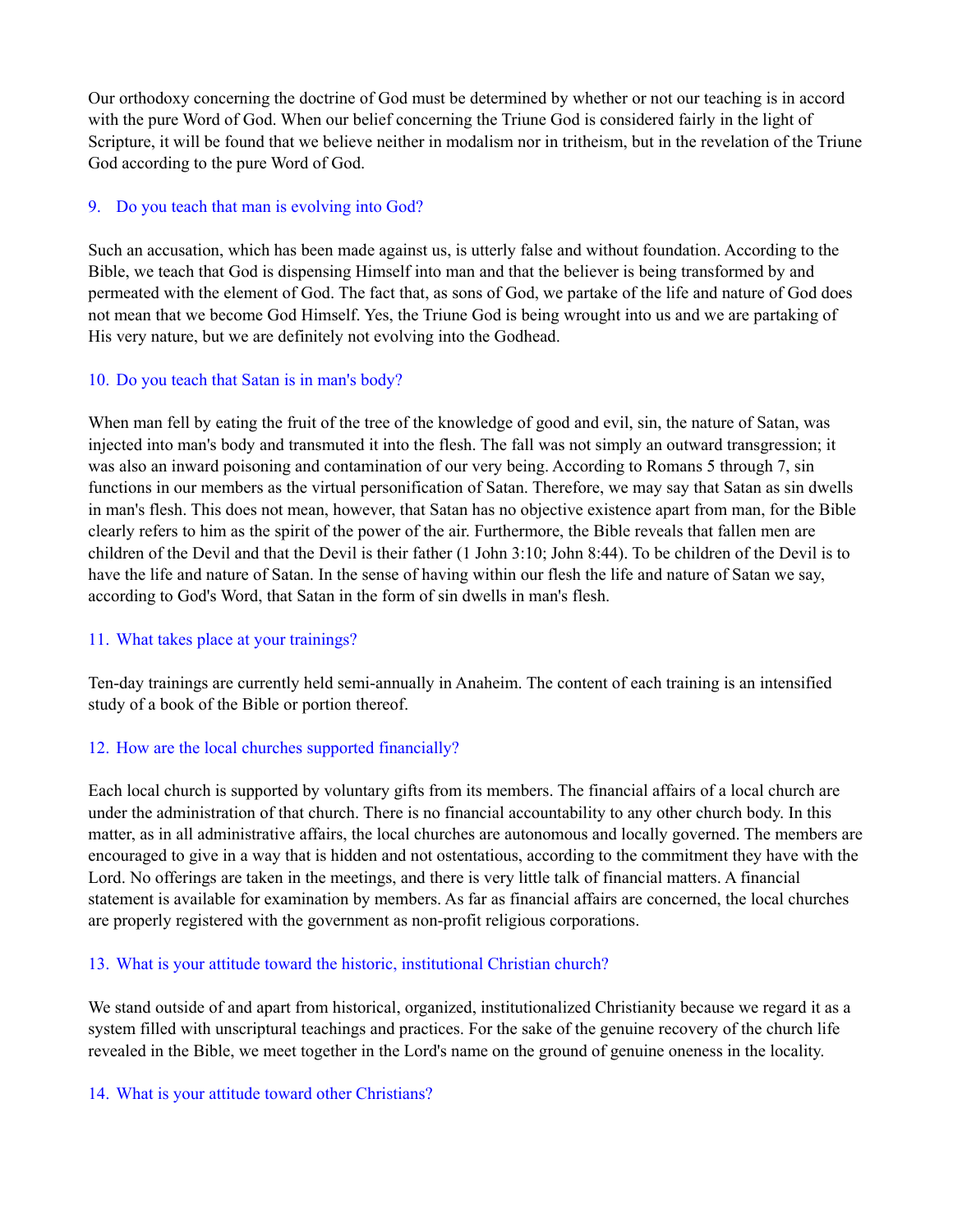Our orthodoxy concerning the doctrine of God must be determined by whether or not our teaching is in accord with the pure Word of God. When our belief concerning the Triune God is considered fairly in the light of Scripture, it will be found that we believe neither in modalism nor in tritheism, but in the revelation of the Triune God according to the pure Word of God.

### 9. Do you teach that man is evolving into God?

Such an accusation, which has been made against us, is utterly false and without foundation. According to the Bible, we teach that God is dispensing Himself into man and that the believer is being transformed by and permeated with the element of God. The fact that, as sons of God, we partake of the life and nature of God does not mean that we become God Himself. Yes, the Triune God is being wrought into us and we are partaking of His very nature, but we are definitely not evolving into the Godhead.

### 10. Do you teach that Satan is in man's body?

When man fell by eating the fruit of the tree of the knowledge of good and evil, sin, the nature of Satan, was injected into man's body and transmuted it into the flesh. The fall was not simply an outward transgression; it was also an inward poisoning and contamination of our very being. According to Romans 5 through 7, sin functions in our members as the virtual personification of Satan. Therefore, we may say that Satan as sin dwells in man's flesh. This does not mean, however, that Satan has no objective existence apart from man, for the Bible clearly refers to him as the spirit of the power of the air. Furthermore, the Bible reveals that fallen men are children of the Devil and that the Devil is their father (1 John 3:10; John 8:44). To be children of the Devil is to have the life and nature of Satan. In the sense of having within our flesh the life and nature of Satan we say, according to God's Word, that Satan in the form of sin dwells in man's flesh.

### 11. What takes place at your trainings?

Ten-day trainings are currently held semi-annually in Anaheim. The content of each training is an intensified study of a book of the Bible or portion thereof.

### 12. How are the local churches supported financially?

Each local church is supported by voluntary gifts from its members. The financial affairs of a local church are under the administration of that church. There is no financial accountability to any other church body. In this matter, as in all administrative affairs, the local churches are autonomous and locally governed. The members are encouraged to give in a way that is hidden and not ostentatious, according to the commitment they have with the Lord. No offerings are taken in the meetings, and there is very little talk of financial matters. A financial statement is available for examination by members. As far as financial affairs are concerned, the local churches are properly registered with the government as non-profit religious corporations.

### 13. What is your attitude toward the historic, institutional Christian church?

We stand outside of and apart from historical, organized, institutionalized Christianity because we regard it as a system filled with unscriptural teachings and practices. For the sake of the genuine recovery of the church life revealed in the Bible, we meet together in the Lord's name on the ground of genuine oneness in the locality.

### 14. What is your attitude toward other Christians?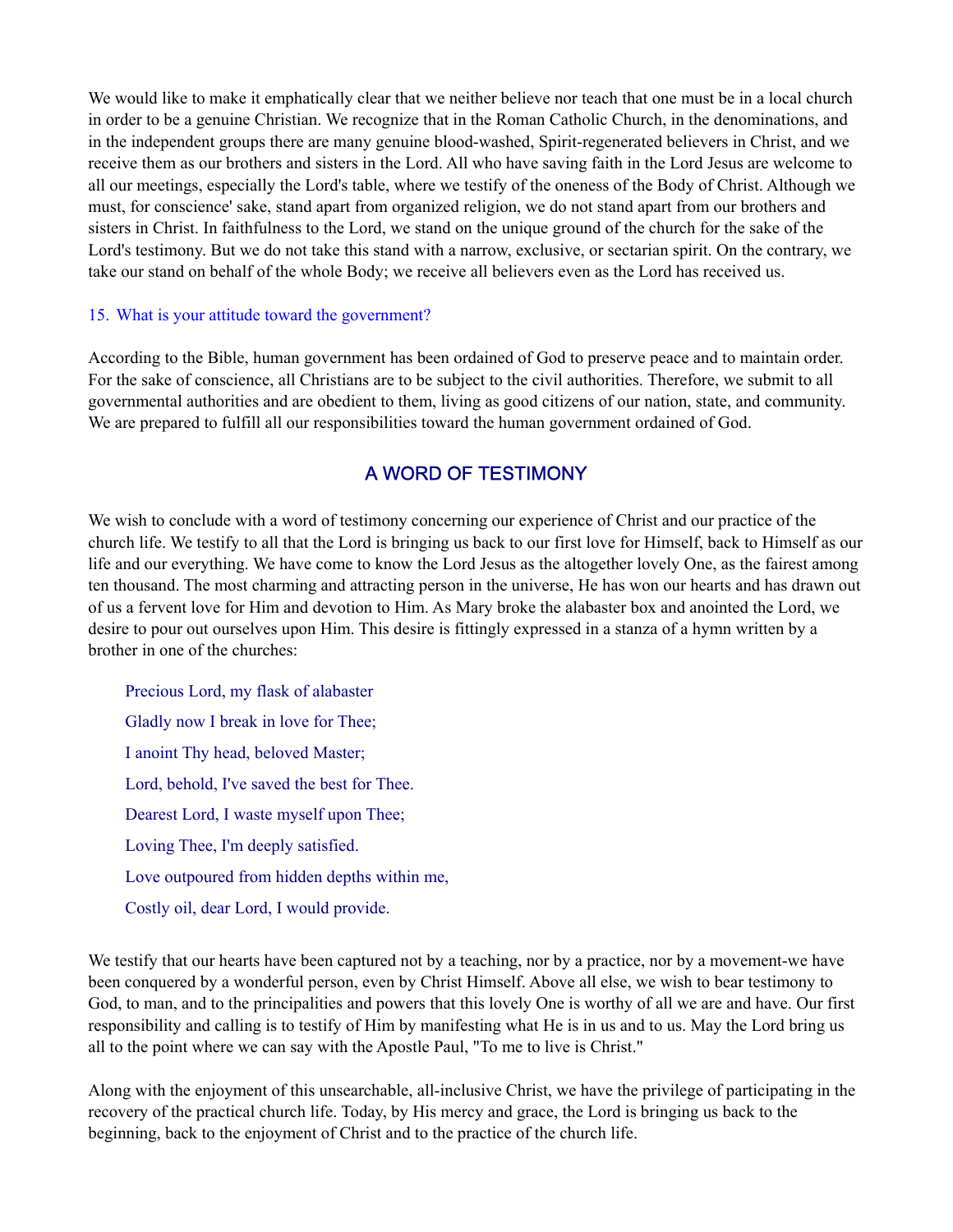We would like to make it emphatically clear that we neither believe nor teach that one must be in a local church in order to be a genuine Christian. We recognize that in the Roman Catholic Church, in the denominations, and in the independent groups there are many genuine blood-washed, Spirit-regenerated believers in Christ, and we receive them as our brothers and sisters in the Lord. All who have saving faith in the Lord Jesus are welcome to all our meetings, especially the Lord's table, where we testify of the oneness of the Body of Christ. Although we must, for conscience' sake, stand apart from organized religion, we do not stand apart from our brothers and sisters in Christ. In faithfulness to the Lord, we stand on the unique ground of the church for the sake of the Lord's testimony. But we do not take this stand with a narrow, exclusive, or sectarian spirit. On the contrary, we take our stand on behalf of the whole Body; we receive all believers even as the Lord has received us.

### 15. What is your attitude toward the government?

According to the Bible, human government has been ordained of God to preserve peace and to maintain order. For the sake of conscience, all Christians are to be subject to the civil authorities. Therefore, we submit to all governmental authorities and are obedient to them, living as good citizens of our nation, state, and community. We are prepared to fulfill all our responsibilities toward the human government ordained of God.

## A WORD OF TESTIMONY

We wish to conclude with a word of testimony concerning our experience of Christ and our practice of the church life. We testify to all that the Lord is bringing us back to our first love for Himself, back to Himself as our life and our everything. We have come to know the Lord Jesus as the altogether lovely One, as the fairest among ten thousand. The most charming and attracting person in the universe, He has won our hearts and has drawn out of us a fervent love for Him and devotion to Him. As Mary broke the alabaster box and anointed the Lord, we desire to pour out ourselves upon Him. This desire is fittingly expressed in a stanza of a hymn written by a brother in one of the churches:

> Precious Lord, my flask of alabaster
> Gladly now I break in love for Thee;
> I anoint Thy head, beloved Master;
> Lord, behold, I've saved the best for Thee.
> Dearest Lord, I waste myself upon Thee;
> Loving Thee, I'm deeply satisfied.
> Love outpoured from hidden depths within me,
> Costly oil, dear Lord, I would provide.

We testify that our hearts have been captured not by a teaching, nor by a practice, nor by a movement-we have been conquered by a wonderful person, even by Christ Himself. Above all else, we wish to bear testimony to God, to man, and to the principalities and powers that this lovely One is worthy of all we are and have. Our first responsibility and calling is to testify of Him by manifesting what He is in us and to us. May the Lord bring us all to the point where we can say with the Apostle Paul, "To me to live is Christ."

Along with the enjoyment of this unsearchable, all-inclusive Christ, we have the privilege of participating in the recovery of the practical church life. Today, by His mercy and grace, the Lord is bringing us back to the beginning, back to the enjoyment of Christ and to the practice of the church life.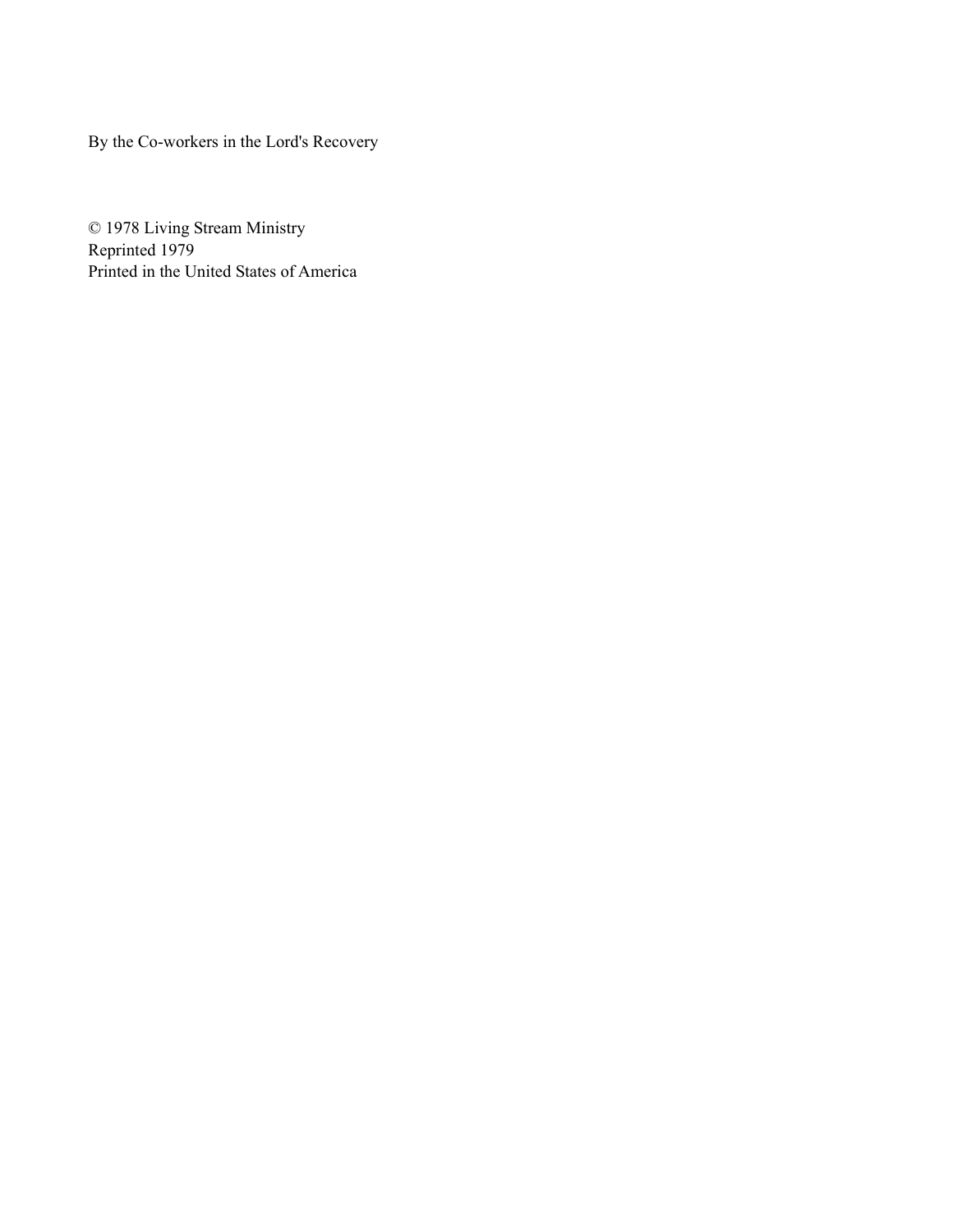By the Co-workers in the Lord's Recovery

© 1978 Living Stream Ministry
Reprinted 1979
Printed in the United States of America